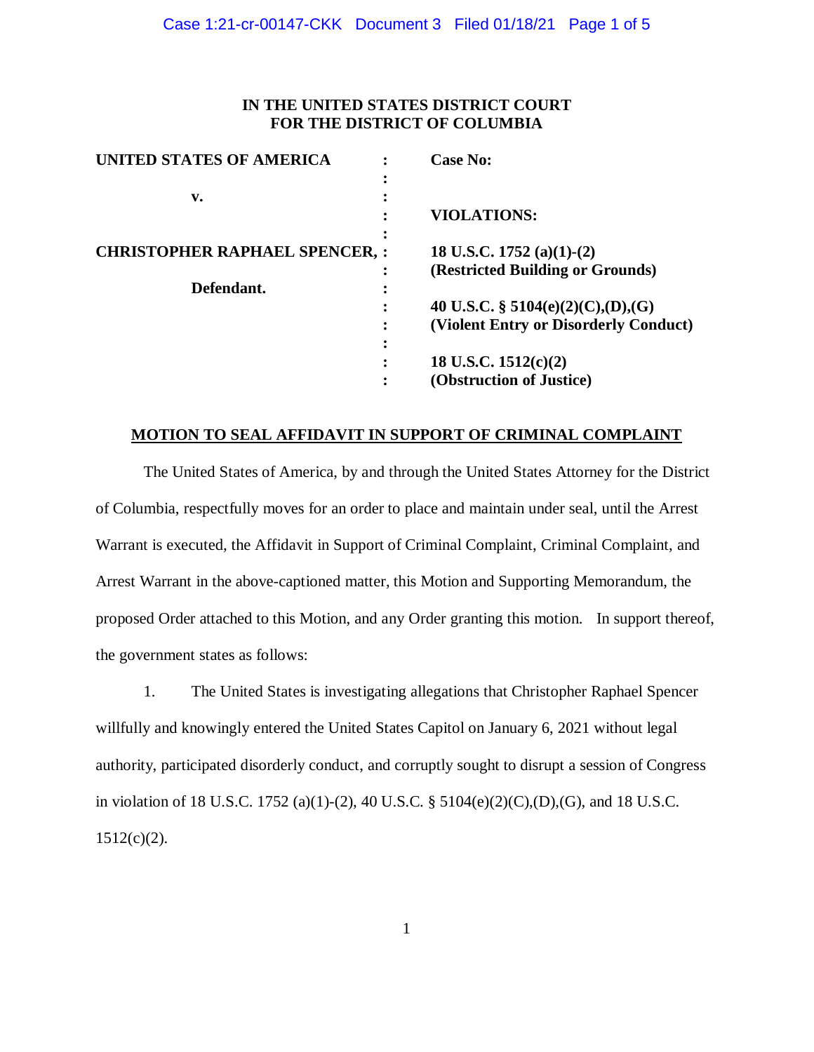**IN THE UNITED STATES DISTRICT COURT**
**FOR THE DISTRICT OF COLUMBIA**

| | | |
|---|---|---|
| **UNITED STATES OF AMERICA** | : | **Case No:** |
| | : | |
| **v.** | : | |
| | : | **VIOLATIONS:** |
| | : | |
| **CHRISTOPHER RAPHAEL SPENCER,** | : | **18 U.S.C. 1752 (a)(1)-(2)** |
| | : | **(Restricted Building or Grounds)** |
| **Defendant.** | : | |
| | : | **40 U.S.C. § 5104(e)(2)(C),(D),(G)** |
| | : | **(Violent Entry or Disorderly Conduct)** |
| | : | |
| | : | **18 U.S.C. 1512(c)(2)** |
| | : | **(Obstruction of Justice)** |

**MOTION TO SEAL AFFIDAVIT IN SUPPORT OF CRIMINAL COMPLAINT**

The United States of America, by and through the United States Attorney for the District of Columbia, respectfully moves for an order to place and maintain under seal, until the Arrest Warrant is executed, the Affidavit in Support of Criminal Complaint, Criminal Complaint, and Arrest Warrant in the above-captioned matter, this Motion and Supporting Memorandum, the proposed Order attached to this Motion, and any Order granting this motion. In support thereof, the government states as follows:

1. The United States is investigating allegations that Christopher Raphael Spencer willfully and knowingly entered the United States Capitol on January 6, 2021 without legal authority, participated disorderly conduct, and corruptly sought to disrupt a session of Congress in violation of 18 U.S.C. 1752 (a)(1)-(2), 40 U.S.C. § 5104(e)(2)(C),(D),(G), and 18 U.S.C. 1512(c)(2).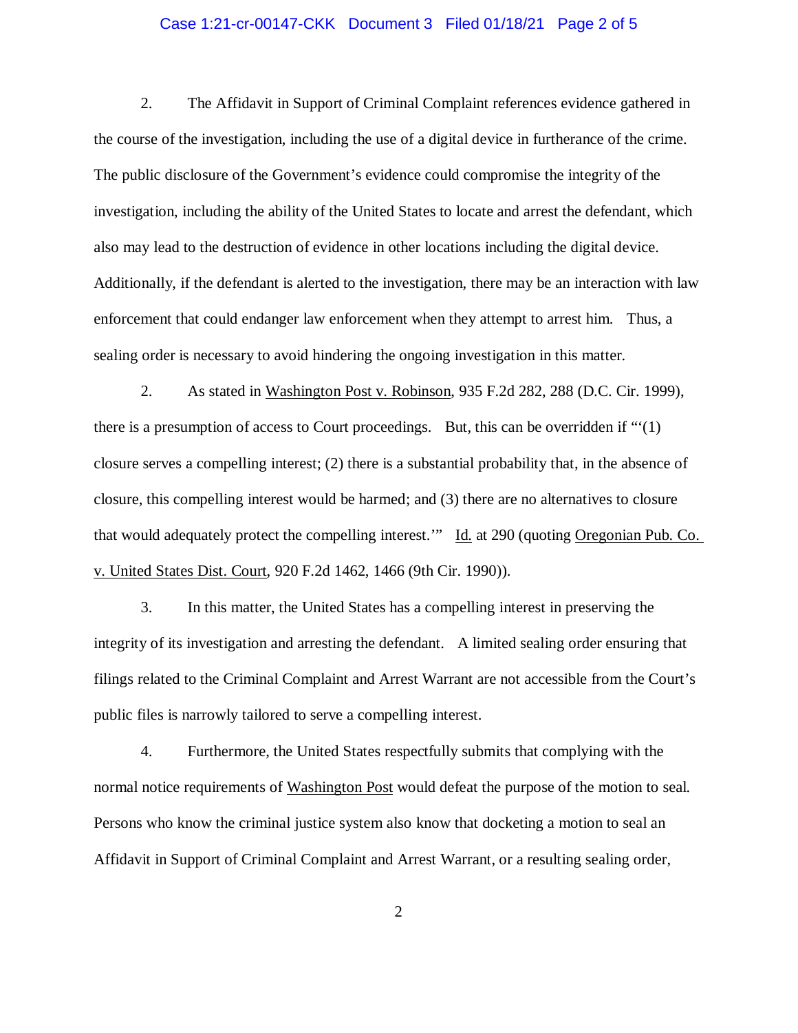2. The Affidavit in Support of Criminal Complaint references evidence gathered in the course of the investigation, including the use of a digital device in furtherance of the crime. The public disclosure of the Government's evidence could compromise the integrity of the investigation, including the ability of the United States to locate and arrest the defendant, which also may lead to the destruction of evidence in other locations including the digital device. Additionally, if the defendant is alerted to the investigation, there may be an interaction with law enforcement that could endanger law enforcement when they attempt to arrest him. Thus, a sealing order is necessary to avoid hindering the ongoing investigation in this matter.

2. As stated in Washington Post v. Robinson, 935 F.2d 282, 288 (D.C. Cir. 1999), there is a presumption of access to Court proceedings. But, this can be overridden if "'(1) closure serves a compelling interest; (2) there is a substantial probability that, in the absence of closure, this compelling interest would be harmed; and (3) there are no alternatives to closure that would adequately protect the compelling interest.'" Id. at 290 (quoting Oregonian Pub. Co. v. United States Dist. Court, 920 F.2d 1462, 1466 (9th Cir. 1990)).

3. In this matter, the United States has a compelling interest in preserving the integrity of its investigation and arresting the defendant. A limited sealing order ensuring that filings related to the Criminal Complaint and Arrest Warrant are not accessible from the Court's public files is narrowly tailored to serve a compelling interest.

4. Furthermore, the United States respectfully submits that complying with the normal notice requirements of Washington Post would defeat the purpose of the motion to seal. Persons who know the criminal justice system also know that docketing a motion to seal an Affidavit in Support of Criminal Complaint and Arrest Warrant, or a resulting sealing order,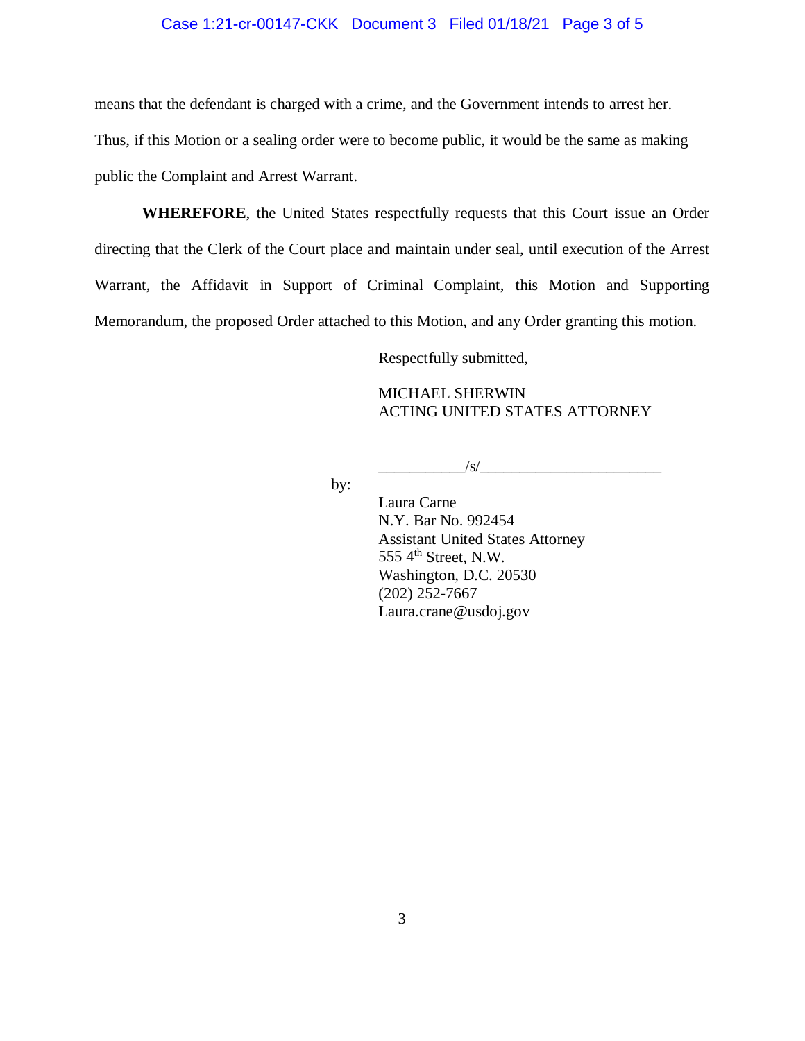means that the defendant is charged with a crime, and the Government intends to arrest her. Thus, if this Motion or a sealing order were to become public, it would be the same as making public the Complaint and Arrest Warrant.

**WHEREFORE**, the United States respectfully requests that this Court issue an Order directing that the Clerk of the Court place and maintain under seal, until execution of the Arrest Warrant, the Affidavit in Support of Criminal Complaint, this Motion and Supporting Memorandum, the proposed Order attached to this Motion, and any Order granting this motion.

Respectfully submitted,

MICHAEL SHERWIN
ACTING UNITED STATES ATTORNEY

by: ___________/s/________________________

Laura Carne
N.Y. Bar No. 992454
Assistant United States Attorney
555 4th Street, N.W.
Washington, D.C. 20530
(202) 252-7667
Laura.crane@usdoj.gov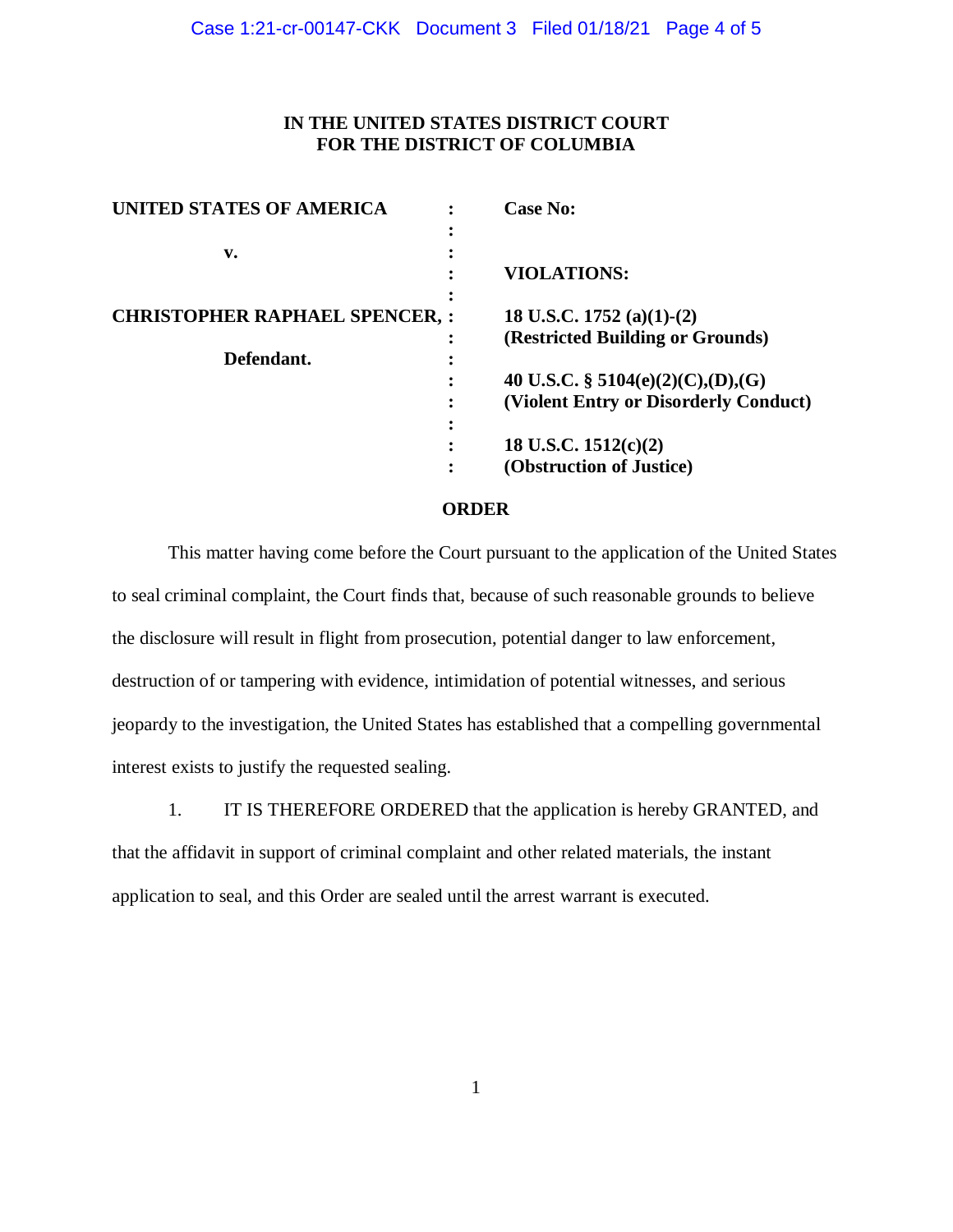**IN THE UNITED STATES DISTRICT COURT**
**FOR THE DISTRICT OF COLUMBIA**

| | | |
|---|---|---|
| **UNITED STATES OF AMERICA** | : | **Case No:** |
| | : | |
| **v.** | : | |
| | : | **VIOLATIONS:** |
| | : | |
| **CHRISTOPHER RAPHAEL SPENCER,** | : | **18 U.S.C. 1752 (a)(1)-(2)** |
| | : | **(Restricted Building or Grounds)** |
| **Defendant.** | : | |
| | : | **40 U.S.C. § 5104(e)(2)(C),(D),(G)** |
| | : | **(Violent Entry or Disorderly Conduct)** |
| | : | |
| | : | **18 U.S.C. 1512(c)(2)** |
| | : | **(Obstruction of Justice)** |

**ORDER**

This matter having come before the Court pursuant to the application of the United States to seal criminal complaint, the Court finds that, because of such reasonable grounds to believe the disclosure will result in flight from prosecution, potential danger to law enforcement, destruction of or tampering with evidence, intimidation of potential witnesses, and serious jeopardy to the investigation, the United States has established that a compelling governmental interest exists to justify the requested sealing.

1. IT IS THEREFORE ORDERED that the application is hereby GRANTED, and that the affidavit in support of criminal complaint and other related materials, the instant application to seal, and this Order are sealed until the arrest warrant is executed.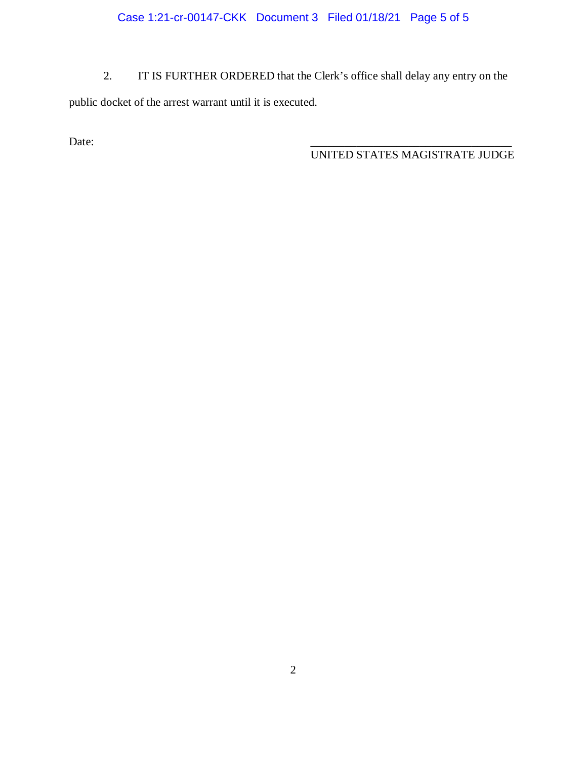2. IT IS FURTHER ORDERED that the Clerk's office shall delay any entry on the public docket of the arrest warrant until it is executed.

Date:

\_\_\_\_\_\_\_\_\_\_\_\_\_\_\_\_\_\_\_\_\_\_\_\_\_\_\_\_\_\_\_\_\_\_\_\_

UNITED STATES MAGISTRATE JUDGE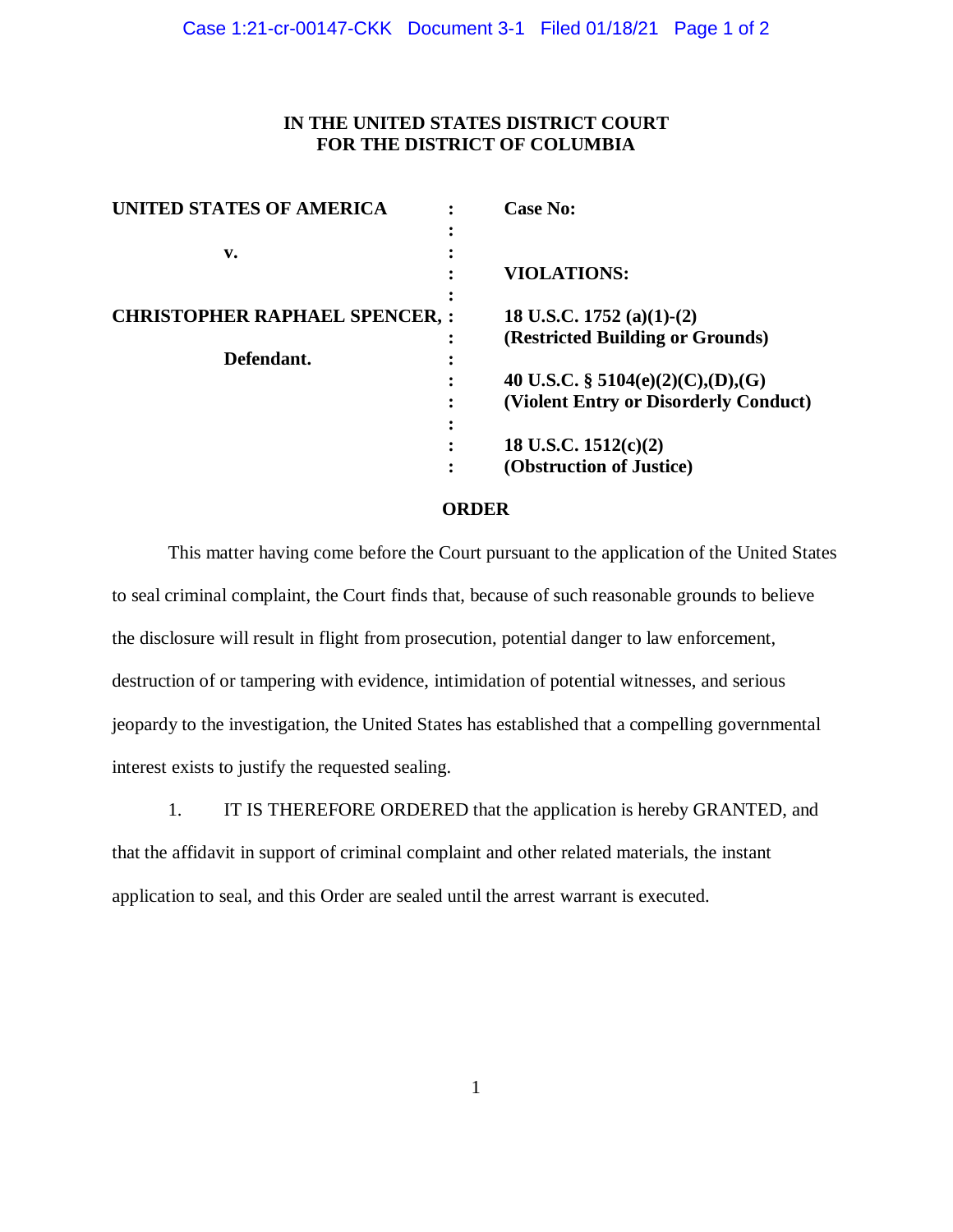**IN THE UNITED STATES DISTRICT COURT**
**FOR THE DISTRICT OF COLUMBIA**

| | | |
|---|---|---|
| **UNITED STATES OF AMERICA** | : | **Case No:** |
| | : | |
| **v.** | : | |
| | : | **VIOLATIONS:** |
| | : | |
| **CHRISTOPHER RAPHAEL SPENCER,** | : | **18 U.S.C. 1752 (a)(1)-(2)** |
| | : | **(Restricted Building or Grounds)** |
| **Defendant.** | : | |
| | : | **40 U.S.C. § 5104(e)(2)(C),(D),(G)** |
| | : | **(Violent Entry or Disorderly Conduct)** |
| | : | |
| | : | **18 U.S.C. 1512(c)(2)** |
| | : | **(Obstruction of Justice)** |

## ORDER

This matter having come before the Court pursuant to the application of the United States to seal criminal complaint, the Court finds that, because of such reasonable grounds to believe the disclosure will result in flight from prosecution, potential danger to law enforcement, destruction of or tampering with evidence, intimidation of potential witnesses, and serious jeopardy to the investigation, the United States has established that a compelling governmental interest exists to justify the requested sealing.

1. IT IS THEREFORE ORDERED that the application is hereby GRANTED, and that the affidavit in support of criminal complaint and other related materials, the instant application to seal, and this Order are sealed until the arrest warrant is executed.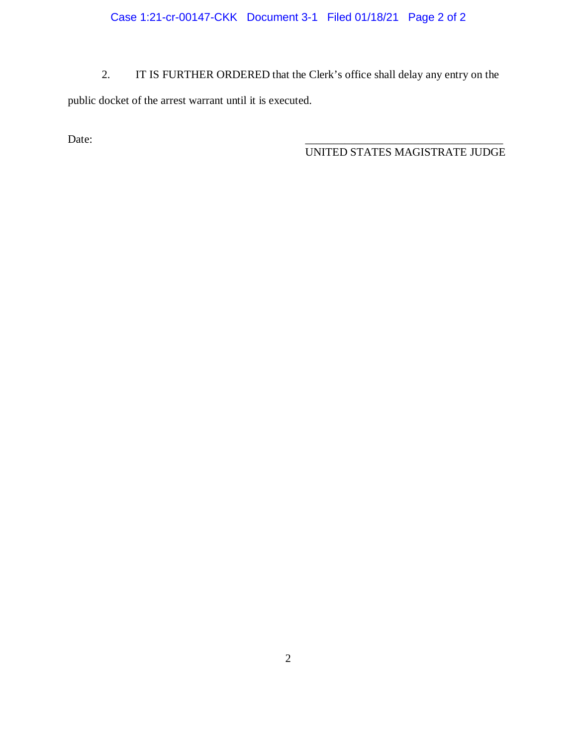2. IT IS FURTHER ORDERED that the Clerk's office shall delay any entry on the public docket of the arrest warrant until it is executed.

Date:

\_\_\_\_\_\_\_\_\_\_\_\_\_\_\_\_\_\_\_\_\_\_\_\_\_\_\_\_\_\_\_\_\_\_\_
UNITED STATES MAGISTRATE JUDGE